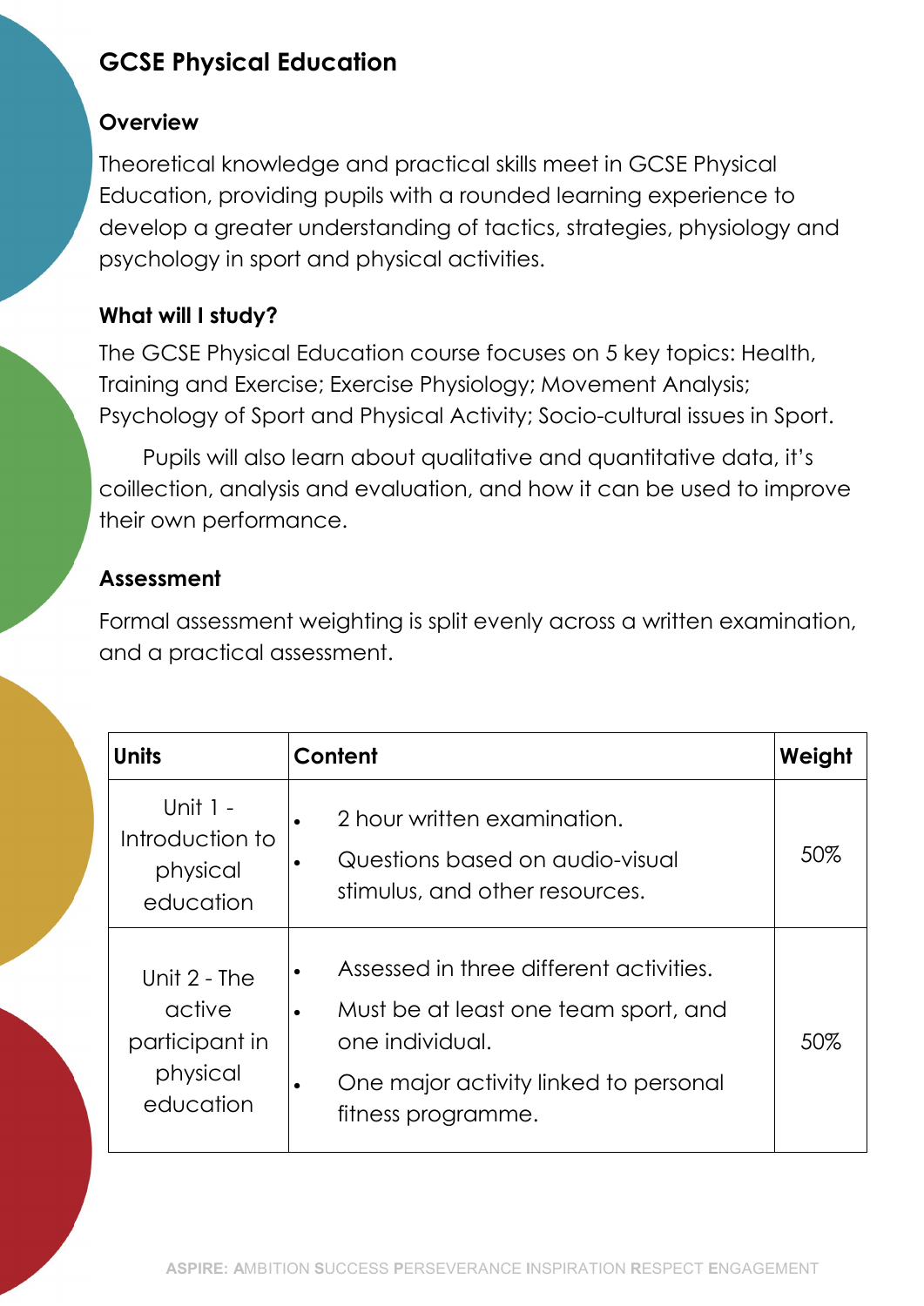# GCSE Physical Education

## Overview

Theoretical knowledge and practical skills meet in GCSE Physical Education, providing pupils with a rounded learning experience to develop a greater understanding of tactics, strategies, physiology and psychology in sport and physical activities.

## What will I study?

The GCSE Physical Education course focuses on 5 key topics: Health, Training and Exercise; Exercise Physiology; Movement Analysis; Psychology of Sport and Physical Activity; Socio-cultural issues in Sport.

Pupils will also learn about qualitative and quantitative data, it's coillection, analysis and evaluation, and how it can be used to improve their own performance.

## Assessment

Formal assessment weighting is split evenly across a written examination, and a practical assessment.

| Units | Content | Weight |
|---|---|---|
| Unit 1 - Introduction to physical education | • 2 hour written examination.<br>• Questions based on audio-visual stimulus, and other resources. | 50% |
| Unit 2 - The active participant in physical education | • Assessed in three different activities.<br>• Must be at least one team sport, and one individual.<br>• One major activity linked to personal fitness programme. | 50% |

**ASPIRE: A**MBITION **S**UCCESS **P**ERSEVERANCE **I**NSPIRATION **R**ESPECT **E**NGAGEMENT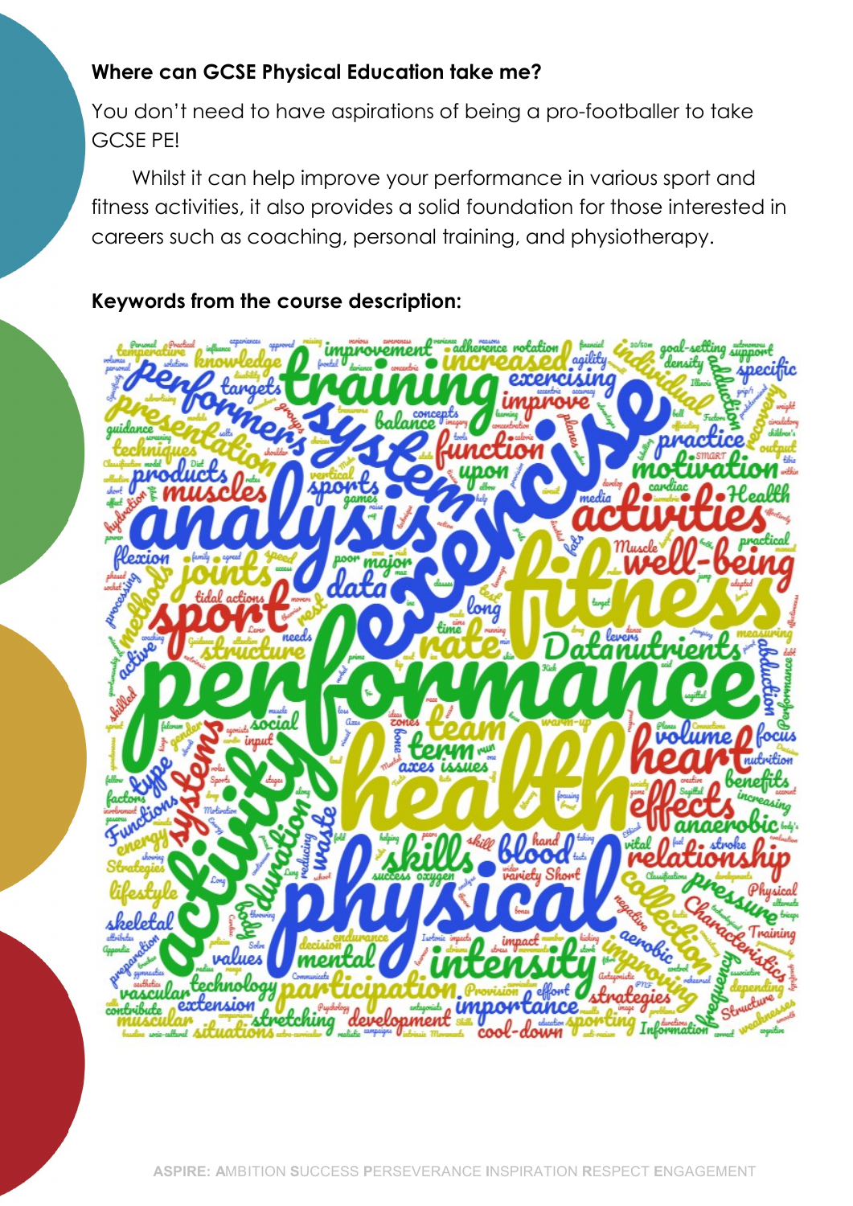**Where can GCSE Physical Education take me?**

You don't need to have aspirations of being a pro-footballer to take GCSE PE!

Whilst it can help improve your performance in various sport and fitness activities, it also provides a solid foundation for those interested in careers such as coaching, personal training, and physiotherapy.

**Keywords from the course description:**